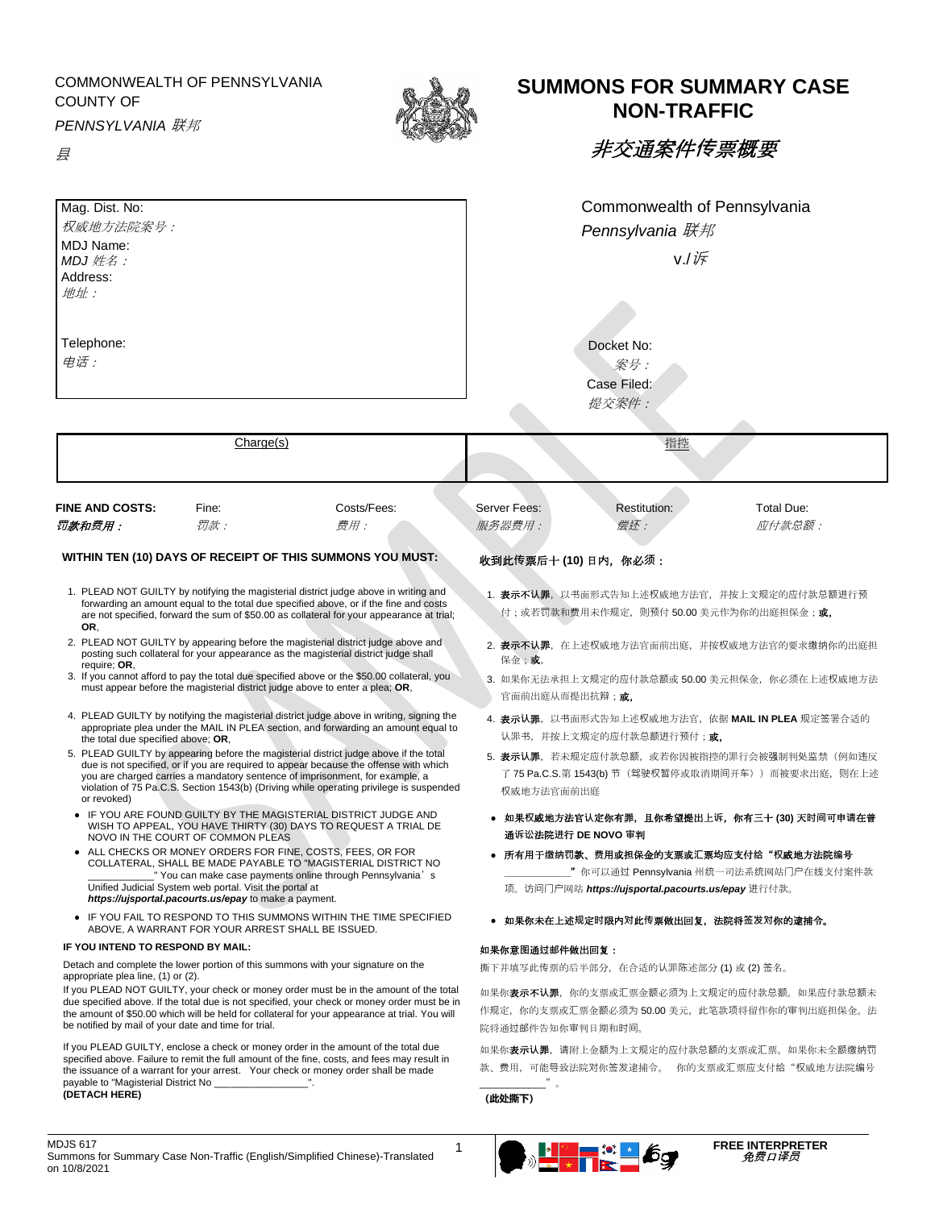COMMONWEALTH OF PENNSYLVANIA
COUNTY OF

*PENNSYLVANIA 联邦*

*县*

# SUMMONS FOR SUMMARY CASE NON-TRAFFIC

# *非交通案件传票概要*

| Mag. Dist. No:<br>*权威地方法院案号：*<br>MDJ Name:<br>*MDJ 姓名：*<br>Address:<br>*地址：*<br><br>Telephone:<br>*电话：* | Commonwealth of Pennsylvania<br>*Pennsylvania 联邦*<br>v./*诉*<br><br>Docket No:<br>*案号：*<br>Case Filed:<br>*提交案件：* |
|---|---|

| Charge(s) | 指控 |
|---|---|
| | |

| **FINE AND COSTS:** *罚款和费用：* | Fine: *罚款：* | Costs/Fees: *费用：* | Server Fees: *服务器费用：* | Restitution: *偿还：* | Total Due: *应付款总额：* |
|---|---|---|---|---|---|

**WITHIN TEN (10) DAYS OF RECEIPT OF THIS SUMMONS YOU MUST:**

1. PLEAD NOT GUILTY by notifying the magisterial district judge above in writing and forwarding an amount equal to the total due specified above, or if the fine and costs are not specified, forward the sum of $50.00 as collateral for your appearance at trial; **OR**,
2. PLEAD NOT GUILTY by appearing before the magisterial district judge above and posting such collateral for your appearance as the magisterial district judge shall require; **OR**,
3. If you cannot afford to pay the total due specified above or the $50.00 collateral, you must appear before the magisterial district judge above to enter a plea; **OR**,
4. PLEAD GUILTY by notifying the magisterial district judge above in writing, signing the appropriate plea under the MAIL IN PLEA section, and forwarding an amount equal to the total due specified above; **OR**,
5. PLEAD GUILTY by appearing before the magisterial district judge above if the total due is not specified, or if you are required to appear because the offense with which you are charged carries a mandatory sentence of imprisonment, for example, a violation of 75 Pa.C.S. Section 1543(b) (Driving while operating privilege is suspended or revoked)

- IF YOU ARE FOUND GUILTY BY THE MAGISTERIAL DISTRICT JUDGE AND WISH TO APPEAL, YOU HAVE THIRTY (30) DAYS TO REQUEST A TRIAL DE NOVO IN THE COURT OF COMMON PLEAS
- ALL CHECKS OR MONEY ORDERS FOR FINE, COSTS, FEES, OR FOR COLLATERAL, SHALL BE MADE PAYABLE TO "MAGISTERIAL DISTRICT NO ____________" You can make case payments online through Pennsylvania's Unified Judicial System web portal. Visit the portal at ***https://ujsportal.pacourts.us/epay*** to make a payment.
- IF YOU FAIL TO RESPOND TO THIS SUMMONS WITHIN THE TIME SPECIFIED ABOVE, A WARRANT FOR YOUR ARREST SHALL BE ISSUED.

**IF YOU INTEND TO RESPOND BY MAIL:**

Detach and complete the lower portion of this summons with your signature on the appropriate plea line, (1) or (2).

If you PLEAD NOT GUILTY, your check or money order must be in the amount of the total due specified above. If the total due is not specified, your check or money order must be in the amount of $50.00 which will be held for collateral for your appearance at trial. You will be notified by mail of your date and time for trial.

If you PLEAD GUILTY, enclose a check or money order in the amount of the total due specified above. Failure to remit the full amount of the fine, costs, and fees may result in the issuance of a warrant for your arrest. Your check or money order shall be made payable to "Magisterial District No ________________".

**(DETACH HERE)**

**收到此传票后十 (10) 日内，你必须：**

1. **表示不认罪**，以书面形式告知上述权威地方法官，并按上文规定的应付款总额进行预付；或若罚款和费用未作规定，则预付 50.00 美元作为你的出庭担保金；**或，**
2. **表示不认罪**，在上述权威地方法官面前出庭，并按权威地方法官的要求缴纳你的出庭担保金；**或，**
3. 如果你无法承担上文规定的应付款总额或 50.00 美元担保金，你必须在上述权威地方法官面前出庭从而提出抗辩；**或，**
4. **表示认罪**，以书面形式告知上述权威地方法官，依据 **MAIL IN PLEA** 规定签署合适的认罪书，并按上文规定的应付款总额进行预付；**或，**
5. **表示认罪**，若未规定应付款总额，或若你因被指控的罪行会被强制判处监禁（例如违反了 75 Pa.C.S.第 1543(b) 节（驾驶权暂停或取消期间开车））而被要求出庭，则在上述权威地方法官面前出庭

- **如果权威地方法官认定你有罪，且你希望提出上诉，你有三十 (30) 天时间可申请在普通诉讼法院进行 DE NOVO 审判**
- **所有用于缴纳罚款、费用或担保金的支票或汇票均应支付给"权威地方法院编号 ____________"** 你可以通过 Pennsylvania 州统一司法系统网站门户在线支付案件款项。访问门户网站 ***https://ujsportal.pacourts.us/epay*** 进行付款。
- **如果你未在上述规定时限内对此传票做出回复，法院将签发对你的逮捕令。**

**如果你意图通过邮件做出回复：**

撕下并填写此传票的后半部分，在合适的认罪陈述部分 (1) 或 (2) 签名。

如果你**表示不认罪**，你的支票或汇票金额必须为上文规定的应付款总额。如果应付款总额未作规定，你的支票或汇票金额必须为 50.00 美元，此笔款项将留作你的审判出庭担保金。法院将通过邮件告知你审判日期和时间。

如果你**表示认罪**，请附上金额为上文规定的应付款总额的支票或汇票。如果你未全额缴纳罚款、费用，可能导致法院对你签发逮捕令。 你的支票或汇票应支付给"权威地方法院编号 ____________"。

**（此处撕下）**

MDJS 617
Summons for Summary Case Non-Traffic (English/Simplified Chinese)-Translated on 10/8/2021

**FREE INTERPRETER**
*免费口译员*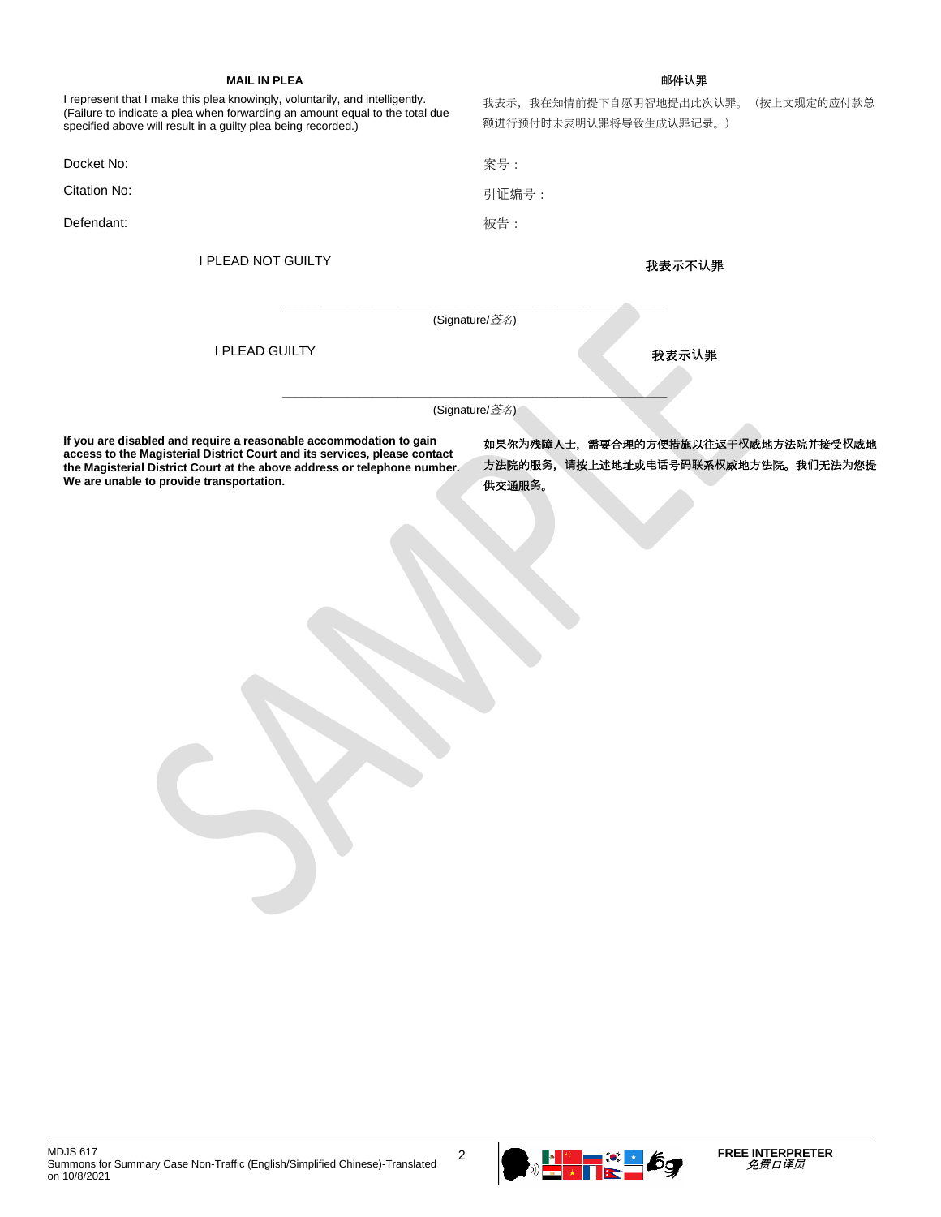## MAIL IN PLEA

## 邮件认罪

I represent that I make this plea knowingly, voluntarily, and intelligently. (Failure to indicate a plea when forwarding an amount equal to the total due specified above will result in a guilty plea being recorded.)

我表示，我在知情前提下自愿明智地提出此次认罪。（按上文规定的应付款总额进行预付时未表明认罪将导致生成认罪记录。）

Docket No: 案号：

Citation No: 引证编号：

Defendant: 被告：

I PLEAD NOT GUILTY **我表示不认罪**

\_\_\_\_\_\_\_\_\_\_\_\_\_\_\_\_\_\_\_\_\_\_\_\_\_\_\_\_\_\_\_\_\_\_\_\_\_\_\_\_
(Signature/*签名*)

I PLEAD GUILTY **我表示认罪**

\_\_\_\_\_\_\_\_\_\_\_\_\_\_\_\_\_\_\_\_\_\_\_\_\_\_\_\_\_\_\_\_\_\_\_\_\_\_\_\_
(Signature/*签名*)

**If you are disabled and require a reasonable accommodation to gain access to the Magisterial District Court and its services, please contact the Magisterial District Court at the above address or telephone number. We are unable to provide transportation.**

**如果你为残障人士，需要合理的方便措施以往返于权威地方法院并接受权威地方法院的服务，请按上述地址或电话号码联系权威地方法院。我们无法为您提供交通服务。**

MDJS 617
Summons for Summary Case Non-Traffic (English/Simplified Chinese)-Translated on 10/8/2021

**FREE INTERPRETER**
***免费口译员***